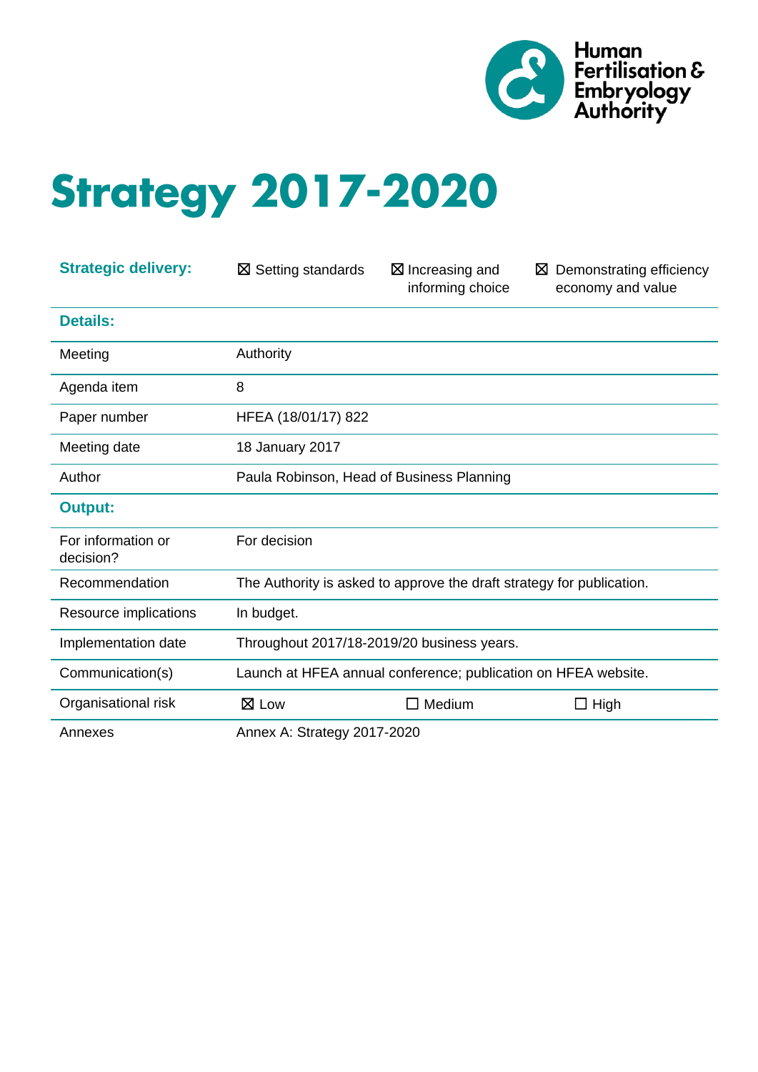Human Fertilisation & Embryology Authority

# Strategy 2017-2020

| Strategic delivery: | ☒ Setting standards | ☒ Increasing and informing choice | ☒ Demonstrating efficiency economy and value |
|---|---|---|---|
| **Details:** | | | |
| Meeting | Authority | | |
| Agenda item | 8 | | |
| Paper number | HFEA (18/01/17) 822 | | |
| Meeting date | 18 January 2017 | | |
| Author | Paula Robinson, Head of Business Planning | | |
| **Output:** | | | |
| For information or decision? | For decision | | |
| Recommendation | The Authority is asked to approve the draft strategy for publication. | | |
| Resource implications | In budget. | | |
| Implementation date | Throughout 2017/18-2019/20 business years. | | |
| Communication(s) | Launch at HFEA annual conference; publication on HFEA website. | | |
| Organisational risk | ☒ Low | ☐ Medium | ☐ High |
| Annexes | Annex A: Strategy 2017-2020 | | |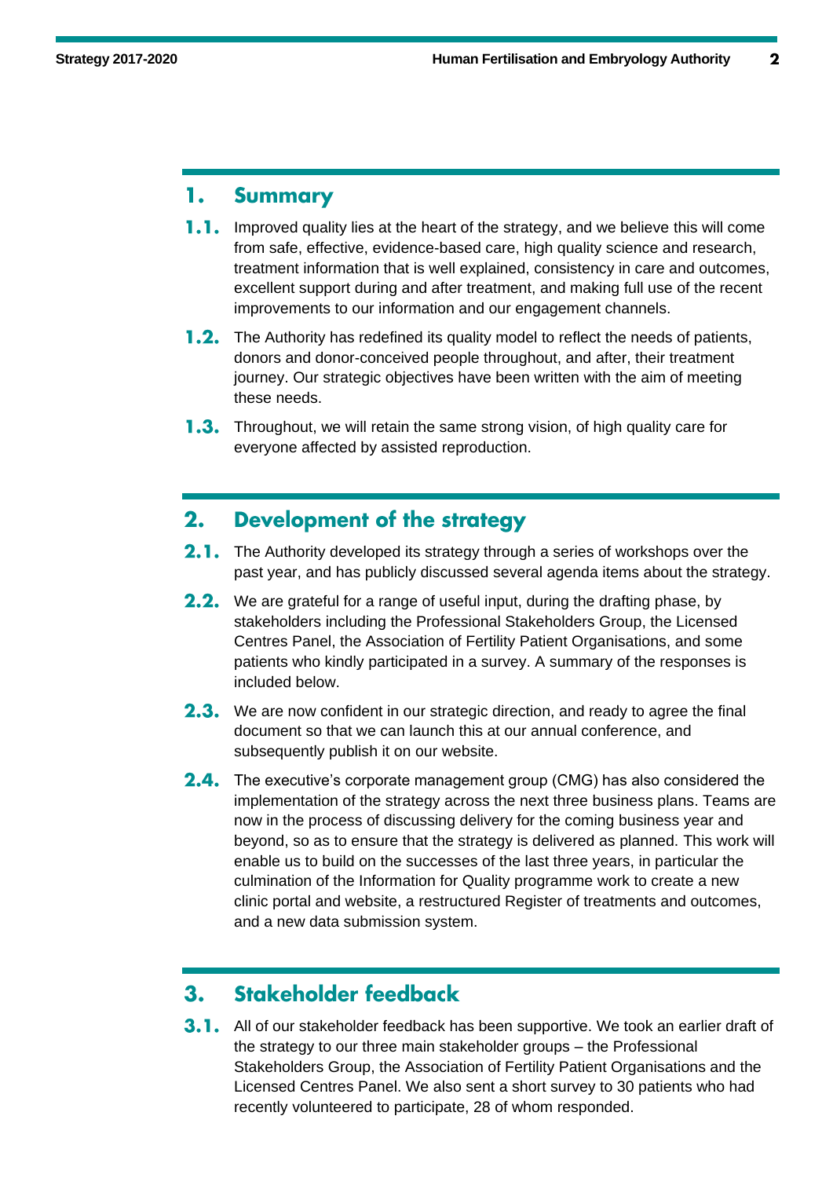## 1. Summary

**1.1.** Improved quality lies at the heart of the strategy, and we believe this will come from safe, effective, evidence-based care, high quality science and research, treatment information that is well explained, consistency in care and outcomes, excellent support during and after treatment, and making full use of the recent improvements to our information and our engagement channels.

**1.2.** The Authority has redefined its quality model to reflect the needs of patients, donors and donor-conceived people throughout, and after, their treatment journey. Our strategic objectives have been written with the aim of meeting these needs.

**1.3.** Throughout, we will retain the same strong vision, of high quality care for everyone affected by assisted reproduction.

## 2. Development of the strategy

**2.1.** The Authority developed its strategy through a series of workshops over the past year, and has publicly discussed several agenda items about the strategy.

**2.2.** We are grateful for a range of useful input, during the drafting phase, by stakeholders including the Professional Stakeholders Group, the Licensed Centres Panel, the Association of Fertility Patient Organisations, and some patients who kindly participated in a survey. A summary of the responses is included below.

**2.3.** We are now confident in our strategic direction, and ready to agree the final document so that we can launch this at our annual conference, and subsequently publish it on our website.

**2.4.** The executive's corporate management group (CMG) has also considered the implementation of the strategy across the next three business plans. Teams are now in the process of discussing delivery for the coming business year and beyond, so as to ensure that the strategy is delivered as planned. This work will enable us to build on the successes of the last three years, in particular the culmination of the Information for Quality programme work to create a new clinic portal and website, a restructured Register of treatments and outcomes, and a new data submission system.

## 3. Stakeholder feedback

**3.1.** All of our stakeholder feedback has been supportive. We took an earlier draft of the strategy to our three main stakeholder groups – the Professional Stakeholders Group, the Association of Fertility Patient Organisations and the Licensed Centres Panel. We also sent a short survey to 30 patients who had recently volunteered to participate, 28 of whom responded.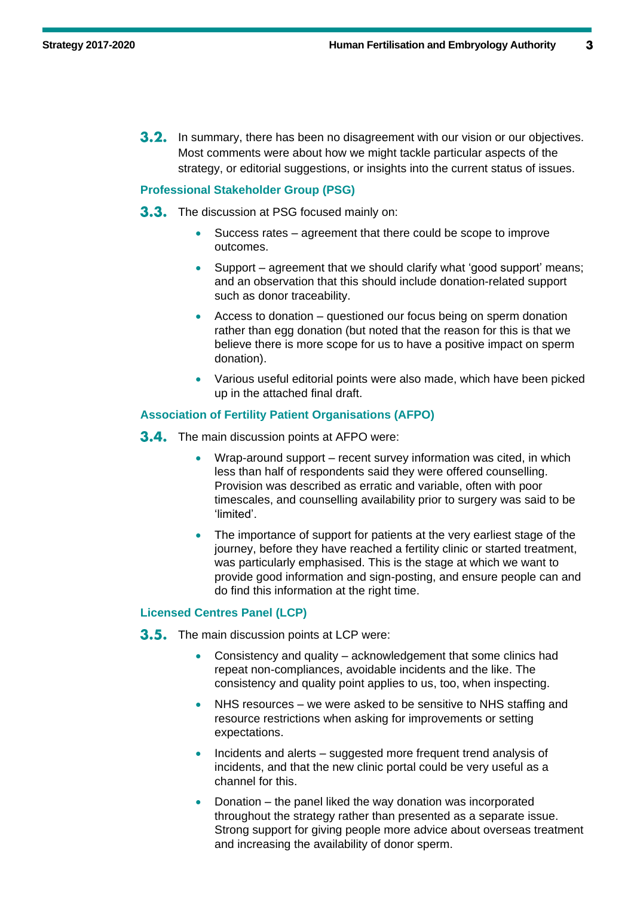**3.2.** In summary, there has been no disagreement with our vision or our objectives. Most comments were about how we might tackle particular aspects of the strategy, or editorial suggestions, or insights into the current status of issues.

### Professional Stakeholder Group (PSG)

**3.3.** The discussion at PSG focused mainly on:

- Success rates – agreement that there could be scope to improve outcomes.
- Support – agreement that we should clarify what 'good support' means; and an observation that this should include donation-related support such as donor traceability.
- Access to donation – questioned our focus being on sperm donation rather than egg donation (but noted that the reason for this is that we believe there is more scope for us to have a positive impact on sperm donation).
- Various useful editorial points were also made, which have been picked up in the attached final draft.

### Association of Fertility Patient Organisations (AFPO)

**3.4.** The main discussion points at AFPO were:

- Wrap-around support – recent survey information was cited, in which less than half of respondents said they were offered counselling. Provision was described as erratic and variable, often with poor timescales, and counselling availability prior to surgery was said to be 'limited'.
- The importance of support for patients at the very earliest stage of the journey, before they have reached a fertility clinic or started treatment, was particularly emphasised. This is the stage at which we want to provide good information and sign-posting, and ensure people can and do find this information at the right time.

### Licensed Centres Panel (LCP)

**3.5.** The main discussion points at LCP were:

- Consistency and quality – acknowledgement that some clinics had repeat non-compliances, avoidable incidents and the like. The consistency and quality point applies to us, too, when inspecting.
- NHS resources – we were asked to be sensitive to NHS staffing and resource restrictions when asking for improvements or setting expectations.
- Incidents and alerts – suggested more frequent trend analysis of incidents, and that the new clinic portal could be very useful as a channel for this.
- Donation – the panel liked the way donation was incorporated throughout the strategy rather than presented as a separate issue. Strong support for giving people more advice about overseas treatment and increasing the availability of donor sperm.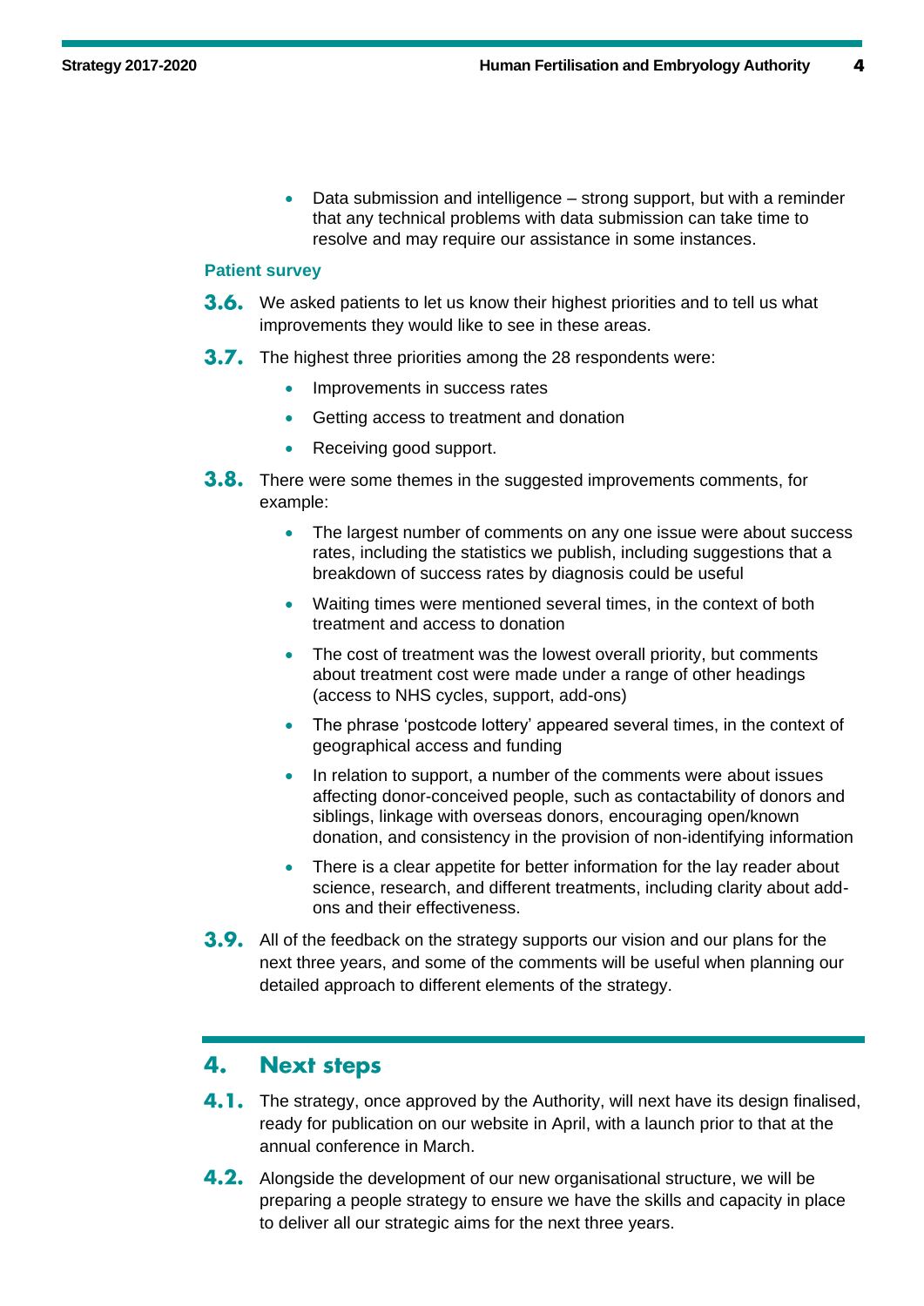- Data submission and intelligence – strong support, but with a reminder that any technical problems with data submission can take time to resolve and may require our assistance in some instances.

### Patient survey

**3.6.** We asked patients to let us know their highest priorities and to tell us what improvements they would like to see in these areas.

**3.7.** The highest three priorities among the 28 respondents were:

- Improvements in success rates
- Getting access to treatment and donation
- Receiving good support.

**3.8.** There were some themes in the suggested improvements comments, for example:

- The largest number of comments on any one issue were about success rates, including the statistics we publish, including suggestions that a breakdown of success rates by diagnosis could be useful
- Waiting times were mentioned several times, in the context of both treatment and access to donation
- The cost of treatment was the lowest overall priority, but comments about treatment cost were made under a range of other headings (access to NHS cycles, support, add-ons)
- The phrase 'postcode lottery' appeared several times, in the context of geographical access and funding
- In relation to support, a number of the comments were about issues affecting donor-conceived people, such as contactability of donors and siblings, linkage with overseas donors, encouraging open/known donation, and consistency in the provision of non-identifying information
- There is a clear appetite for better information for the lay reader about science, research, and different treatments, including clarity about add-ons and their effectiveness.

**3.9.** All of the feedback on the strategy supports our vision and our plans for the next three years, and some of the comments will be useful when planning our detailed approach to different elements of the strategy.

## 4. Next steps

**4.1.** The strategy, once approved by the Authority, will next have its design finalised, ready for publication on our website in April, with a launch prior to that at the annual conference in March.

**4.2.** Alongside the development of our new organisational structure, we will be preparing a people strategy to ensure we have the skills and capacity in place to deliver all our strategic aims for the next three years.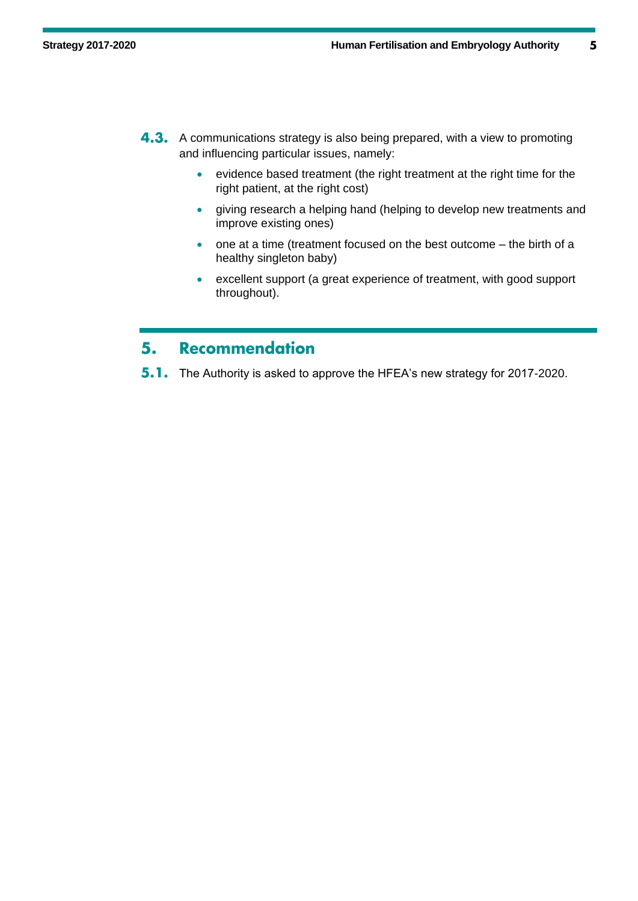**4.3.** A communications strategy is also being prepared, with a view to promoting and influencing particular issues, namely:

- evidence based treatment (the right treatment at the right time for the right patient, at the right cost)
- giving research a helping hand (helping to develop new treatments and improve existing ones)
- one at a time (treatment focused on the best outcome – the birth of a healthy singleton baby)
- excellent support (a great experience of treatment, with good support throughout).

## 5. Recommendation

**5.1.** The Authority is asked to approve the HFEA's new strategy for 2017-2020.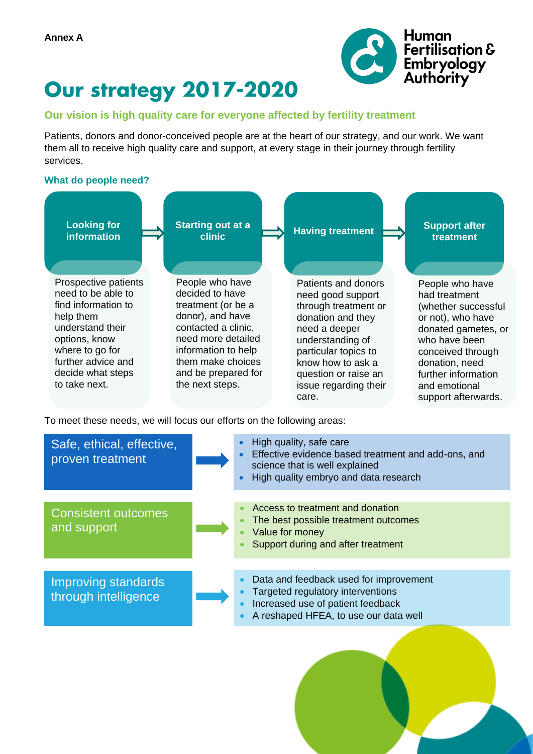Annex A

# Our strategy 2017-2020

### Our vision is high quality care for everyone affected by fertility treatment

Patients, donors and donor-conceived people are at the heart of our strategy, and our work. We want them all to receive high quality care and support, at every stage in their journey through fertility services.

### What do people need?

**Looking for information**

Prospective patients need to be able to find information to help them understand their options, know where to go for further advice and decide what steps to take next.

**Starting out at a clinic**

People who have decided to have treatment (or be a donor), and have contacted a clinic, need more detailed information to help them make choices and be prepared for the next steps.

**Having treatment**

Patients and donors need good support through treatment or donation and they need a deeper understanding of particular topics to know how to ask a question or raise an issue regarding their care.

**Support after treatment**

People who have had treatment (whether successful or not), who have donated gametes, or who have been conceived through donation, need further information and emotional support afterwards.

To meet these needs, we will focus our efforts on the following areas:

**Safe, ethical, effective, proven treatment**

- High quality, safe care
- Effective evidence based treatment and add-ons, and science that is well explained
- High quality embryo and data research

**Consistent outcomes and support**

- Access to treatment and donation
- The best possible treatment outcomes
- Value for money
- Support during and after treatment

**Improving standards through intelligence**

- Data and feedback used for improvement
- Targeted regulatory interventions
- Increased use of patient feedback
- A reshaped HFEA, to use our data well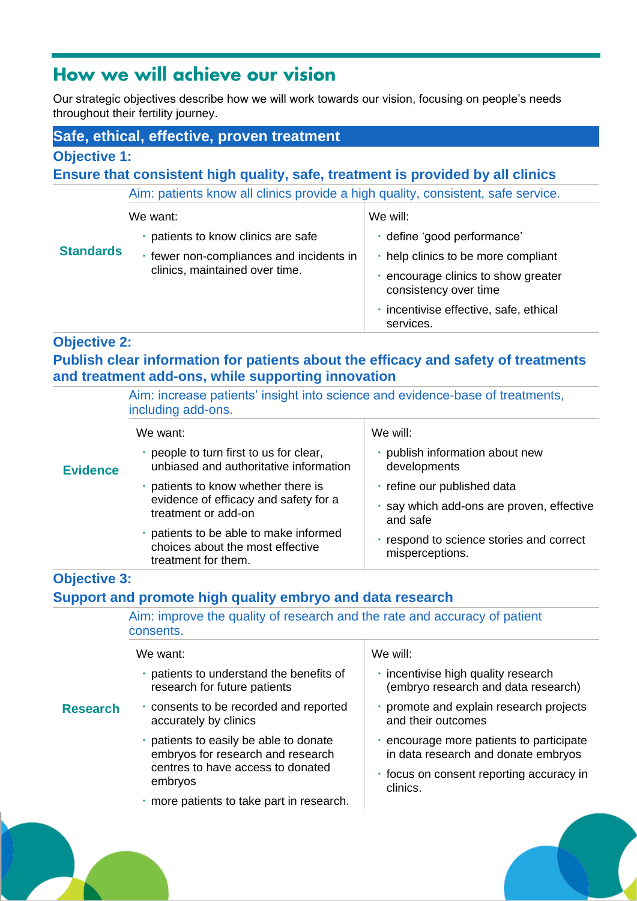# How we will achieve our vision

Our strategic objectives describe how we will work towards our vision, focusing on people's needs throughout their fertility journey.

## Safe, ethical, effective, proven treatment

### Objective 1:
### Ensure that consistent high quality, safe, treatment is provided by all clinics

**Standards**

Aim: patients know all clinics provide a high quality, consistent, safe service.

We want:

- patients to know clinics are safe
- fewer non-compliances and incidents in clinics, maintained over time.

We will:

- define 'good performance'
- help clinics to be more compliant
- encourage clinics to show greater consistency over time
- incentivise effective, safe, ethical services.

### Objective 2:
### Publish clear information for patients about the efficacy and safety of treatments and treatment add-ons, while supporting innovation

**Evidence**

Aim: increase patients' insight into science and evidence-base of treatments, including add-ons.

We want:

- people to turn first to us for clear, unbiased and authoritative information
- patients to know whether there is evidence of efficacy and safety for a treatment or add-on
- patients to be able to make informed choices about the most effective treatment for them.

We will:

- publish information about new developments
- refine our published data
- say which add-ons are proven, effective and safe
- respond to science stories and correct misperceptions.

### Objective 3:
### Support and promote high quality embryo and data research

**Research**

Aim: improve the quality of research and the rate and accuracy of patient consents.

We want:

- patients to understand the benefits of research for future patients
- consents to be recorded and reported accurately by clinics
- patients to easily be able to donate embryos for research and research centres to have access to donated embryos
- more patients to take part in research.

We will:

- incentivise high quality research (embryo research and data research)
- promote and explain research projects and their outcomes
- encourage more patients to participate in data research and donate embryos
- focus on consent reporting accuracy in clinics.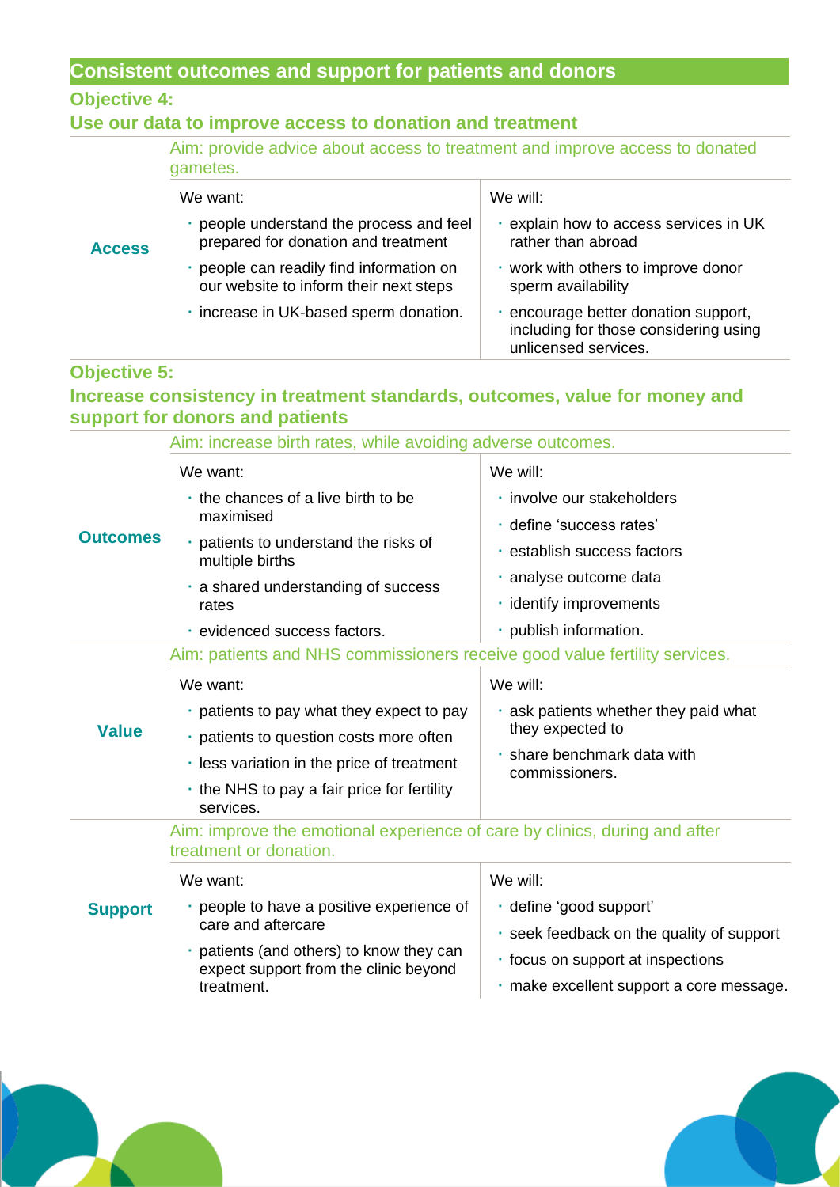## Consistent outcomes and support for patients and donors

### Objective 4:
### Use our data to improve access to donation and treatment

**Access**

Aim: provide advice about access to treatment and improve access to donated gametes.

| We want: | We will: |
|---|---|
| • people understand the process and feel prepared for donation and treatment<br>• people can readily find information on our website to inform their next steps<br>• increase in UK-based sperm donation. | • explain how to access services in UK rather than abroad<br>• work with others to improve donor sperm availability<br>• encourage better donation support, including for those considering using unlicensed services. |

### Objective 5:
### Increase consistency in treatment standards, outcomes, value for money and support for donors and patients

**Outcomes**

Aim: increase birth rates, while avoiding adverse outcomes.

| We want: | We will: |
|---|---|
| • the chances of a live birth to be maximised<br>• patients to understand the risks of multiple births<br>• a shared understanding of success rates<br>• evidenced success factors. | • involve our stakeholders<br>• define 'success rates'<br>• establish success factors<br>• analyse outcome data<br>• identify improvements<br>• publish information. |

**Value**

Aim: patients and NHS commissioners receive good value fertility services.

| We want: | We will: |
|---|---|
| • patients to pay what they expect to pay<br>• patients to question costs more often<br>• less variation in the price of treatment<br>• the NHS to pay a fair price for fertility services. | • ask patients whether they paid what they expected to<br>• share benchmark data with commissioners. |

**Support**

Aim: improve the emotional experience of care by clinics, during and after treatment or donation.

| We want: | We will: |
|---|---|
| • people to have a positive experience of care and aftercare<br>• patients (and others) to know they can expect support from the clinic beyond treatment. | • define 'good support'<br>• seek feedback on the quality of support<br>• focus on support at inspections<br>• make excellent support a core message. |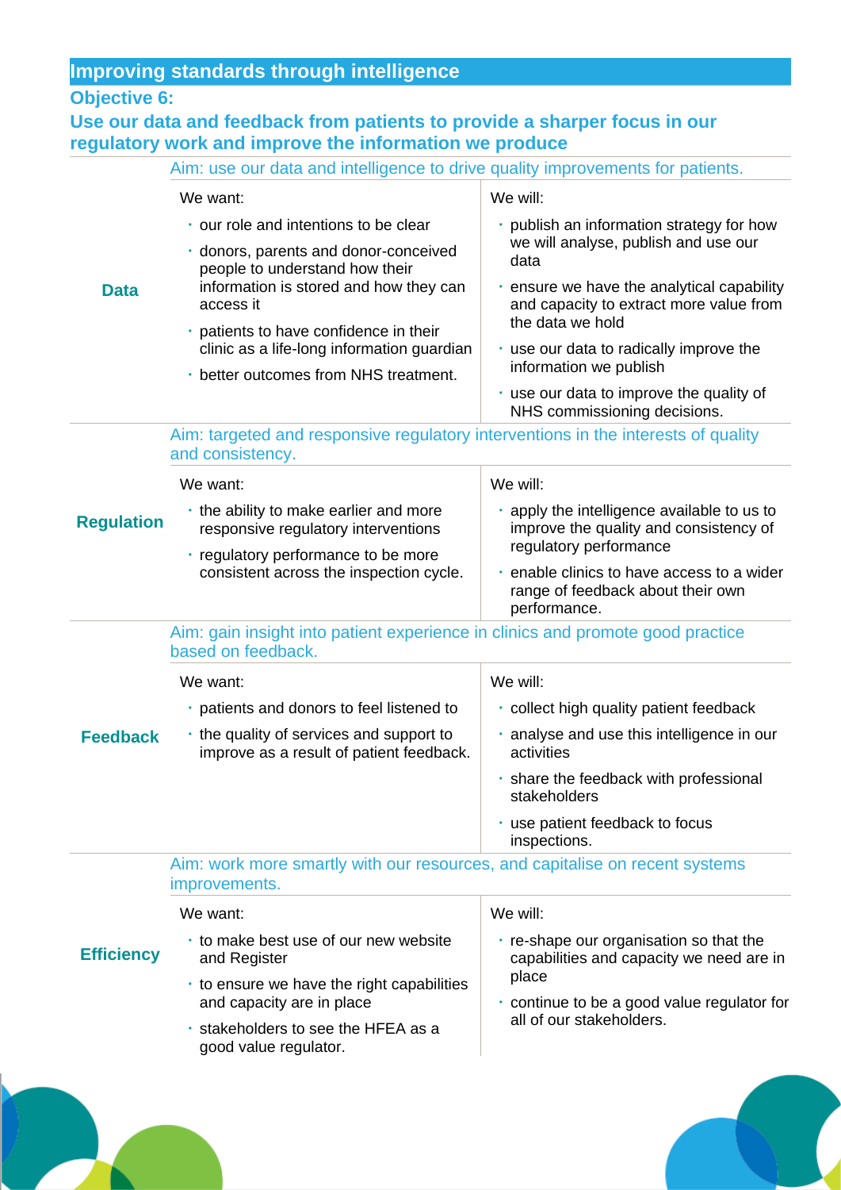## Improving standards through intelligence

### Objective 6:

### Use our data and feedback from patients to provide a sharper focus in our regulatory work and improve the information we produce

| | | |
|---|---|---|
| **Data** | Aim: use our data and intelligence to drive quality improvements for patients. | |
| | We want:<br>• our role and intentions to be clear<br>• donors, parents and donor-conceived people to understand how their information is stored and how they can access it<br>• patients to have confidence in their clinic as a life-long information guardian<br>• better outcomes from NHS treatment. | We will:<br>• publish an information strategy for how we will analyse, publish and use our data<br>• ensure we have the analytical capability and capacity to extract more value from the data we hold<br>• use our data to radically improve the information we publish<br>• use our data to improve the quality of NHS commissioning decisions. |
| **Regulation** | Aim: targeted and responsive regulatory interventions in the interests of quality and consistency. | |
| | We want:<br>• the ability to make earlier and more responsive regulatory interventions<br>• regulatory performance to be more consistent across the inspection cycle. | We will:<br>• apply the intelligence available to us to improve the quality and consistency of regulatory performance<br>• enable clinics to have access to a wider range of feedback about their own performance. |
| **Feedback** | Aim: gain insight into patient experience in clinics and promote good practice based on feedback. | |
| | We want:<br>• patients and donors to feel listened to<br>• the quality of services and support to improve as a result of patient feedback. | We will:<br>• collect high quality patient feedback<br>• analyse and use this intelligence in our activities<br>• share the feedback with professional stakeholders<br>• use patient feedback to focus inspections. |
| **Efficiency** | Aim: work more smartly with our resources, and capitalise on recent systems improvements. | |
| | We want:<br>• to make best use of our new website and Register<br>• to ensure we have the right capabilities and capacity are in place<br>• stakeholders to see the HFEA as a good value regulator. | We will:<br>• re-shape our organisation so that the capabilities and capacity we need are in place<br>• continue to be a good value regulator for all of our stakeholders. |